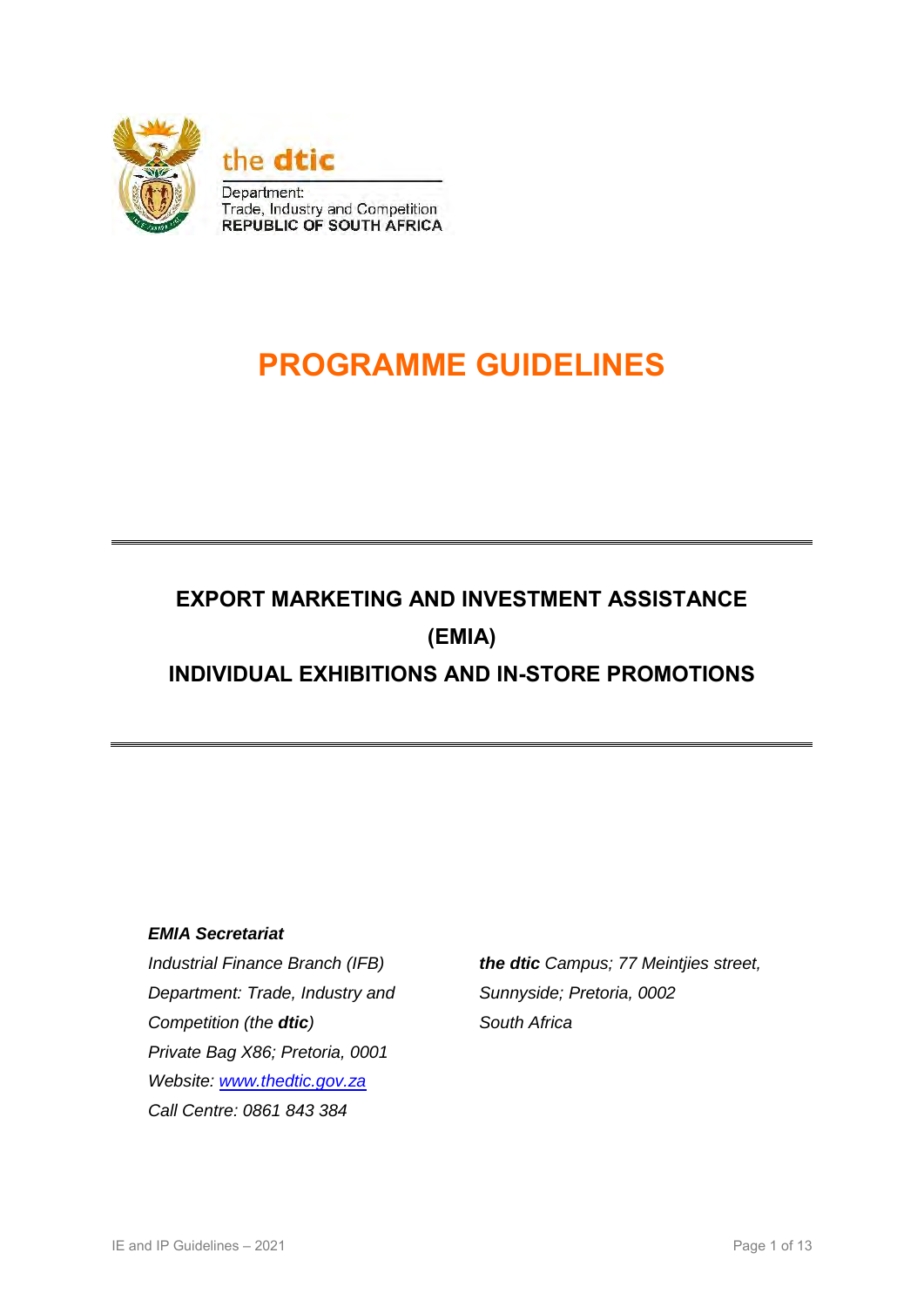the **dtic**

Department:
Trade, Industry and Competition
REPUBLIC OF SOUTH AFRICA

# PROGRAMME GUIDELINES

## EXPORT MARKETING AND INVESTMENT ASSISTANCE (EMIA)

## INDIVIDUAL EXHIBITIONS AND IN-STORE PROMOTIONS

***EMIA Secretariat***

*Industrial Finance Branch (IFB)*
*Department: Trade, Industry and Competition (the* ***dtic****)*
*Private Bag X86; Pretoria, 0001*
*Website: [www.thedtic.gov.za](http://www.thedtic.gov.za)*
*Call Centre: 0861 843 384*

***the dtic*** *Campus; 77 Meintjies street, Sunnyside; Pretoria, 0002*
*South Africa*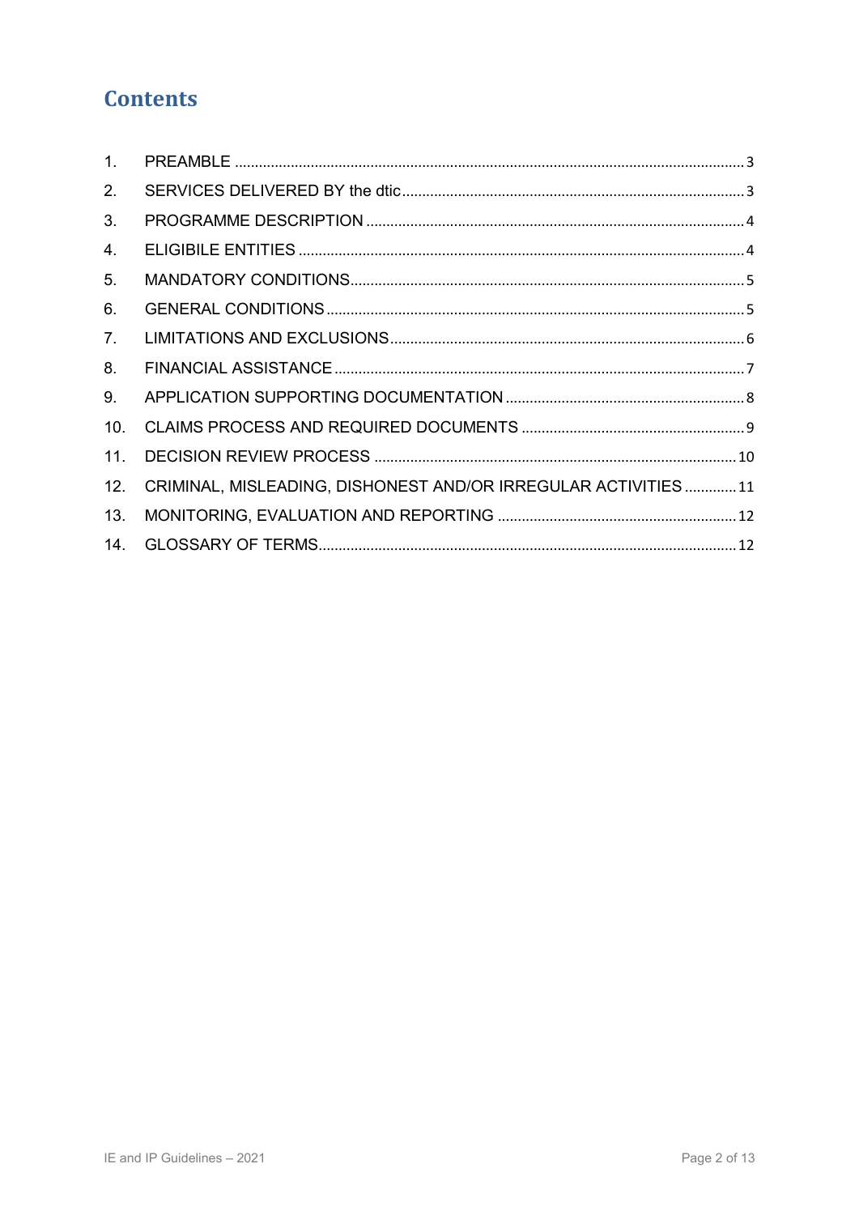# Contents

1. PREAMBLE .......... 3
2. SERVICES DELIVERED BY the dtic .......... 3
3. PROGRAMME DESCRIPTION .......... 4
4. ELIGIBILE ENTITIES .......... 4
5. MANDATORY CONDITIONS .......... 5
6. GENERAL CONDITIONS .......... 5
7. LIMITATIONS AND EXCLUSIONS .......... 6
8. FINANCIAL ASSISTANCE .......... 7
9. APPLICATION SUPPORTING DOCUMENTATION .......... 8
10. CLAIMS PROCESS AND REQUIRED DOCUMENTS .......... 9
11. DECISION REVIEW PROCESS .......... 10
12. CRIMINAL, MISLEADING, DISHONEST AND/OR IRREGULAR ACTIVITIES .......... 11
13. MONITORING, EVALUATION AND REPORTING .......... 12
14. GLOSSARY OF TERMS .......... 12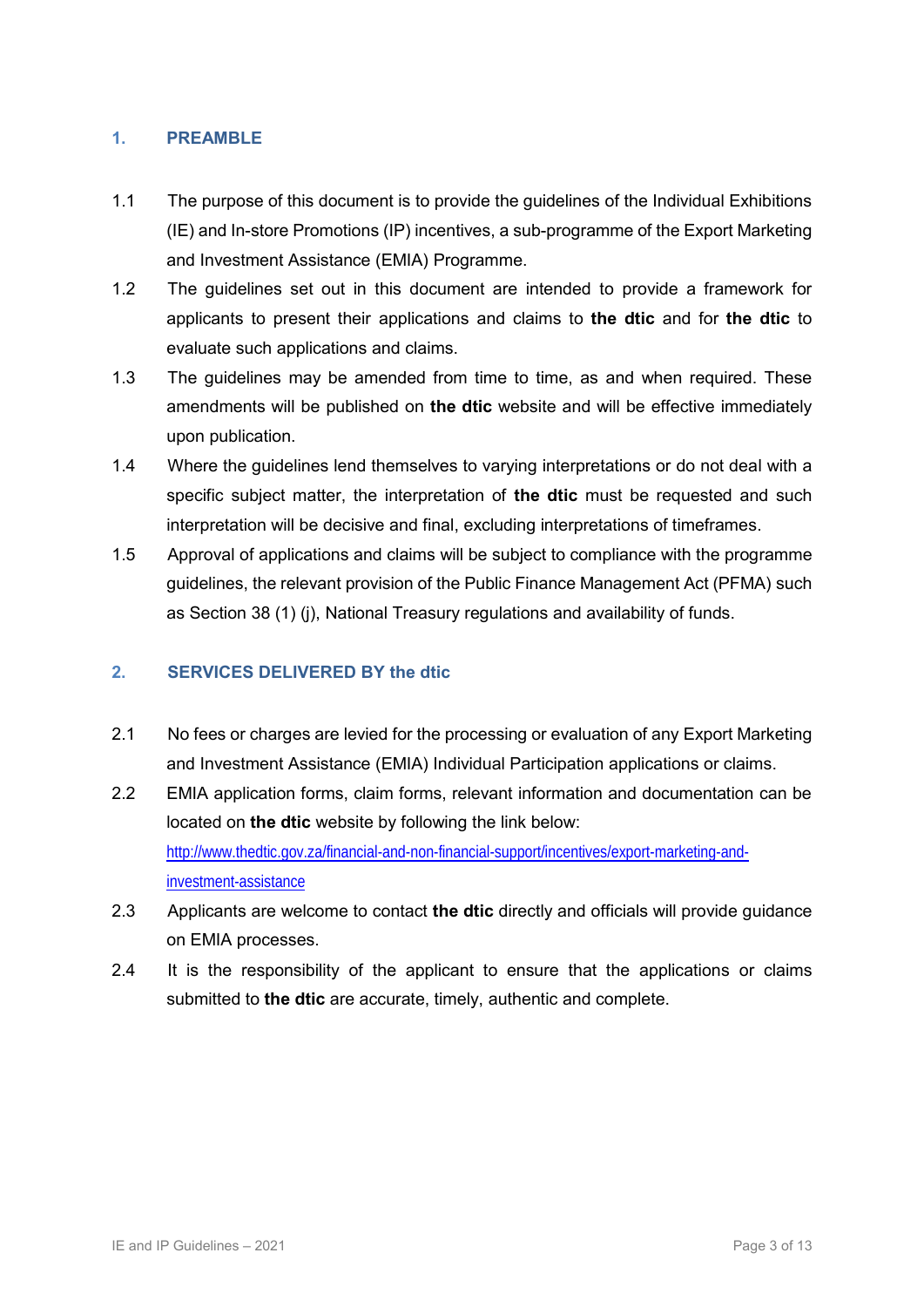## 1. PREAMBLE

1.1 The purpose of this document is to provide the guidelines of the Individual Exhibitions (IE) and In-store Promotions (IP) incentives, a sub-programme of the Export Marketing and Investment Assistance (EMIA) Programme.

1.2 The guidelines set out in this document are intended to provide a framework for applicants to present their applications and claims to **the dtic** and for **the dtic** to evaluate such applications and claims.

1.3 The guidelines may be amended from time to time, as and when required. These amendments will be published on **the dtic** website and will be effective immediately upon publication.

1.4 Where the guidelines lend themselves to varying interpretations or do not deal with a specific subject matter, the interpretation of **the dtic** must be requested and such interpretation will be decisive and final, excluding interpretations of timeframes.

1.5 Approval of applications and claims will be subject to compliance with the programme guidelines, the relevant provision of the Public Finance Management Act (PFMA) such as Section 38 (1) (j), National Treasury regulations and availability of funds.

## 2. SERVICES DELIVERED BY the dtic

2.1 No fees or charges are levied for the processing or evaluation of any Export Marketing and Investment Assistance (EMIA) Individual Participation applications or claims.

2.2 EMIA application forms, claim forms, relevant information and documentation can be located on **the dtic** website by following the link below: http://www.thedtic.gov.za/financial-and-non-financial-support/incentives/export-marketing-and-investment-assistance

2.3 Applicants are welcome to contact **the dtic** directly and officials will provide guidance on EMIA processes.

2.4 It is the responsibility of the applicant to ensure that the applications or claims submitted to **the dtic** are accurate, timely, authentic and complete.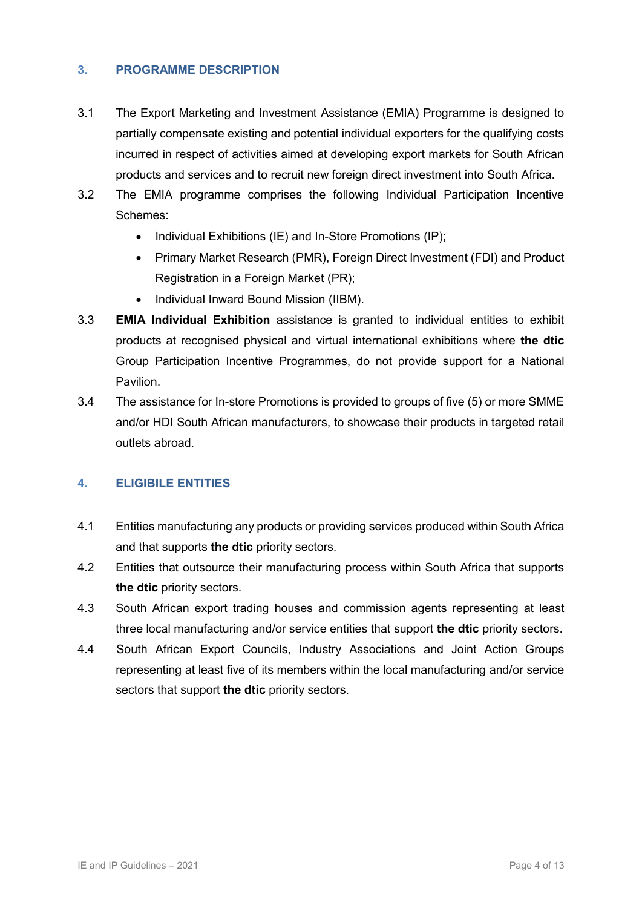## 3. PROGRAMME DESCRIPTION

3.1 The Export Marketing and Investment Assistance (EMIA) Programme is designed to partially compensate existing and potential individual exporters for the qualifying costs incurred in respect of activities aimed at developing export markets for South African products and services and to recruit new foreign direct investment into South Africa.

3.2 The EMIA programme comprises the following Individual Participation Incentive Schemes:

- Individual Exhibitions (IE) and In-Store Promotions (IP);
- Primary Market Research (PMR), Foreign Direct Investment (FDI) and Product Registration in a Foreign Market (PR);
- Individual Inward Bound Mission (IIBM).

3.3 **EMIA Individual Exhibition** assistance is granted to individual entities to exhibit products at recognised physical and virtual international exhibitions where **the dtic** Group Participation Incentive Programmes, do not provide support for a National Pavilion.

3.4 The assistance for In-store Promotions is provided to groups of five (5) or more SMME and/or HDI South African manufacturers, to showcase their products in targeted retail outlets abroad.

## 4. ELIGIBILE ENTITIES

4.1 Entities manufacturing any products or providing services produced within South Africa and that supports **the dtic** priority sectors.

4.2 Entities that outsource their manufacturing process within South Africa that supports **the dtic** priority sectors.

4.3 South African export trading houses and commission agents representing at least three local manufacturing and/or service entities that support **the dtic** priority sectors.

4.4 South African Export Councils, Industry Associations and Joint Action Groups representing at least five of its members within the local manufacturing and/or service sectors that support **the dtic** priority sectors.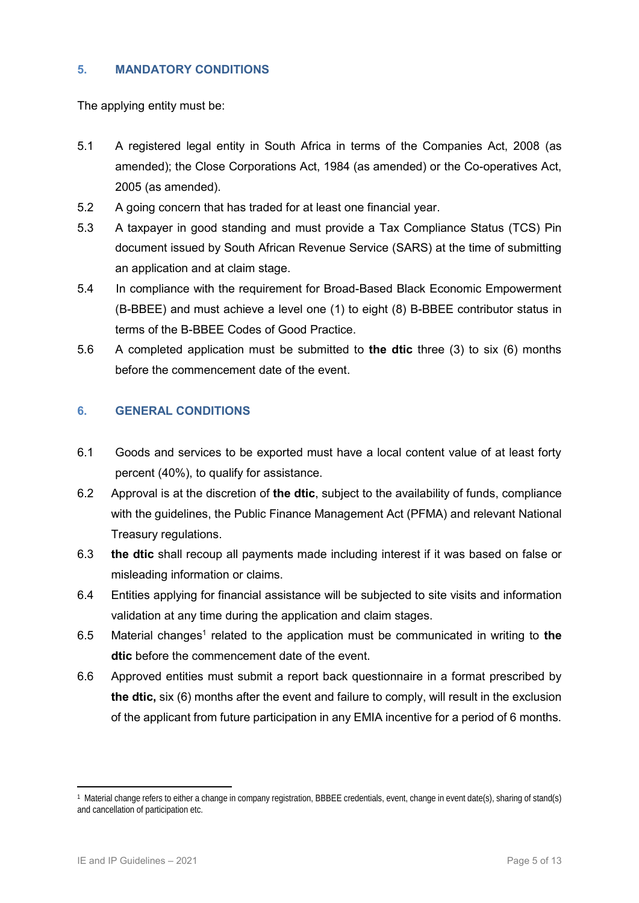## 5. MANDATORY CONDITIONS

The applying entity must be:

5.1 A registered legal entity in South Africa in terms of the Companies Act, 2008 (as amended); the Close Corporations Act, 1984 (as amended) or the Co-operatives Act, 2005 (as amended).

5.2 A going concern that has traded for at least one financial year.

5.3 A taxpayer in good standing and must provide a Tax Compliance Status (TCS) Pin document issued by South African Revenue Service (SARS) at the time of submitting an application and at claim stage.

5.4 In compliance with the requirement for Broad-Based Black Economic Empowerment (B-BBEE) and must achieve a level one (1) to eight (8) B-BBEE contributor status in terms of the B-BBEE Codes of Good Practice.

5.6 A completed application must be submitted to **the dtic** three (3) to six (6) months before the commencement date of the event.

## 6. GENERAL CONDITIONS

6.1 Goods and services to be exported must have a local content value of at least forty percent (40%), to qualify for assistance.

6.2 Approval is at the discretion of **the dtic**, subject to the availability of funds, compliance with the guidelines, the Public Finance Management Act (PFMA) and relevant National Treasury regulations.

6.3 **the dtic** shall recoup all payments made including interest if it was based on false or misleading information or claims.

6.4 Entities applying for financial assistance will be subjected to site visits and information validation at any time during the application and claim stages.

6.5 Material changes[1] related to the application must be communicated in writing to **the dtic** before the commencement date of the event.

6.6 Approved entities must submit a report back questionnaire in a format prescribed by **the dtic,** six (6) months after the event and failure to comply, will result in the exclusion of the applicant from future participation in any EMIA incentive for a period of 6 months.

---

[1] Material change refers to either a change in company registration, BBBEE credentials, event, change in event date(s), sharing of stand(s) and cancellation of participation etc.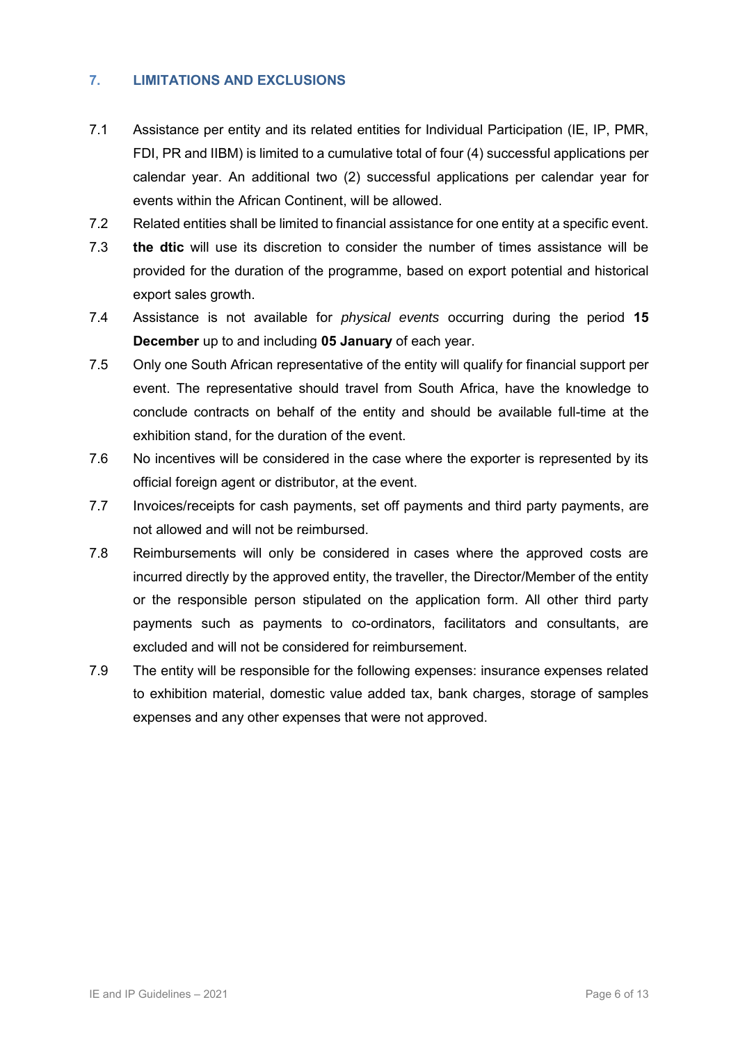## 7. LIMITATIONS AND EXCLUSIONS

7.1 Assistance per entity and its related entities for Individual Participation (IE, IP, PMR, FDI, PR and IIBM) is limited to a cumulative total of four (4) successful applications per calendar year. An additional two (2) successful applications per calendar year for events within the African Continent, will be allowed.

7.2 Related entities shall be limited to financial assistance for one entity at a specific event.

7.3 **the dtic** will use its discretion to consider the number of times assistance will be provided for the duration of the programme, based on export potential and historical export sales growth.

7.4 Assistance is not available for *physical events* occurring during the period **15 December** up to and including **05 January** of each year.

7.5 Only one South African representative of the entity will qualify for financial support per event. The representative should travel from South Africa, have the knowledge to conclude contracts on behalf of the entity and should be available full-time at the exhibition stand, for the duration of the event.

7.6 No incentives will be considered in the case where the exporter is represented by its official foreign agent or distributor, at the event.

7.7 Invoices/receipts for cash payments, set off payments and third party payments, are not allowed and will not be reimbursed.

7.8 Reimbursements will only be considered in cases where the approved costs are incurred directly by the approved entity, the traveller, the Director/Member of the entity or the responsible person stipulated on the application form. All other third party payments such as payments to co-ordinators, facilitators and consultants, are excluded and will not be considered for reimbursement.

7.9 The entity will be responsible for the following expenses: insurance expenses related to exhibition material, domestic value added tax, bank charges, storage of samples expenses and any other expenses that were not approved.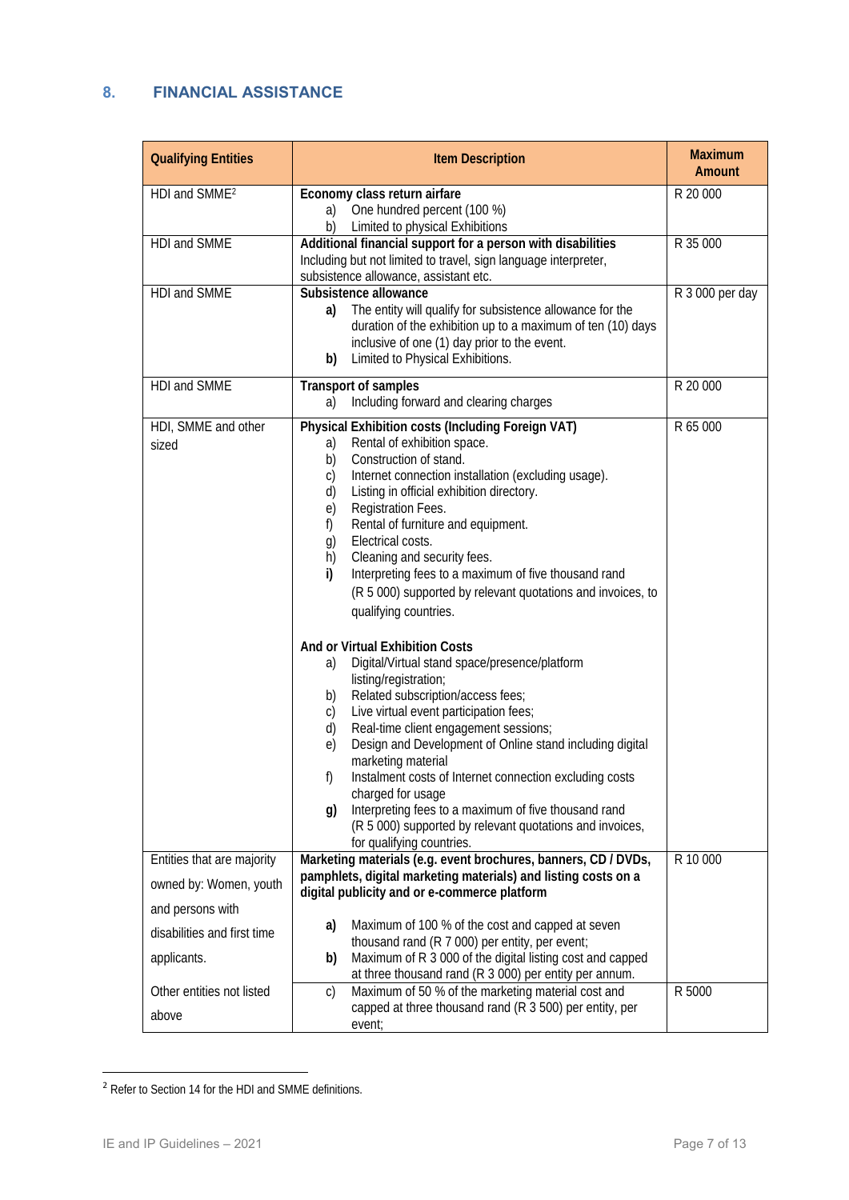## 8. FINANCIAL ASSISTANCE

| Qualifying Entities | Item Description | Maximum Amount |
|---|---|---|
| HDI and SMME[2] | **Economy class return airfare**<br>a) One hundred percent (100 %)<br>b) Limited to physical Exhibitions | R 20 000 |
| HDI and SMME | **Additional financial support for a person with disabilities**<br>Including but not limited to travel, sign language interpreter, subsistence allowance, assistant etc. | R 35 000 |
| HDI and SMME | **Subsistence allowance**<br>**a)** The entity will qualify for subsistence allowance for the duration of the exhibition up to a maximum of ten (10) days inclusive of one (1) day prior to the event.<br>**b)** Limited to Physical Exhibitions. | R 3 000 per day |
| HDI and SMME | **Transport of samples**<br>a) Including forward and clearing charges | R 20 000 |
| HDI, SMME and other sized | **Physical Exhibition costs (Including Foreign VAT)**<br>a) Rental of exhibition space.<br>b) Construction of stand.<br>c) Internet connection installation (excluding usage).<br>d) Listing in official exhibition directory.<br>e) Registration Fees.<br>f) Rental of furniture and equipment.<br>g) Electrical costs.<br>h) Cleaning and security fees.<br>**i)** Interpreting fees to a maximum of five thousand rand (R 5 000) supported by relevant quotations and invoices, to qualifying countries.<br><br>**And or Virtual Exhibition Costs**<br>a) Digital/Virtual stand space/presence/platform listing/registration;<br>b) Related subscription/access fees;<br>c) Live virtual event participation fees;<br>d) Real-time client engagement sessions;<br>e) Design and Development of Online stand including digital marketing material<br>f) Instalment costs of Internet connection excluding costs charged for usage<br>**g)** Interpreting fees to a maximum of five thousand rand (R 5 000) supported by relevant quotations and invoices, for qualifying countries. | R 65 000 |
| Entities that are majority owned by: Women, youth and persons with disabilities and first time applicants. | **Marketing materials (e.g. event brochures, banners, CD / DVDs, pamphlets, digital marketing materials) and listing costs on a digital publicity and or e-commerce platform**<br>**a)** Maximum of 100 % of the cost and capped at seven thousand rand (R 7 000) per entity, per event;<br>**b)** Maximum of R 3 000 of the digital listing cost and capped at three thousand rand (R 3 000) per entity per annum. | R 10 000 |
| Other entities not listed above | c) Maximum of 50 % of the marketing material cost and capped at three thousand rand (R 3 500) per entity, per event; | R 5000 |

[2] Refer to Section 14 for the HDI and SMME definitions.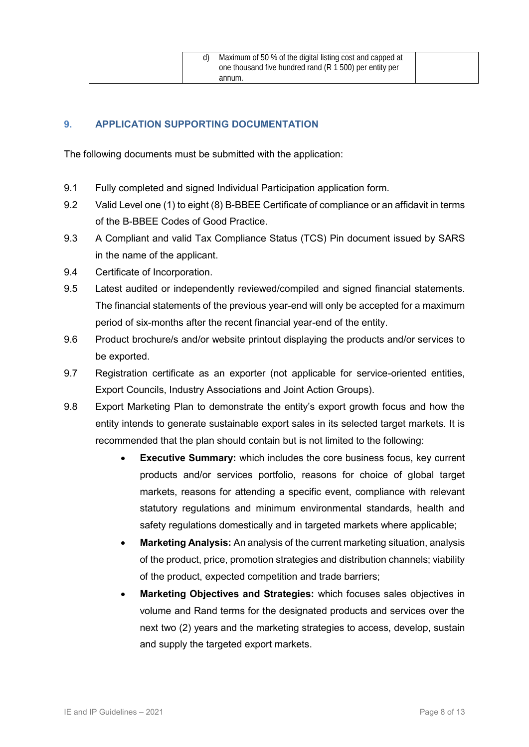| | d) Maximum of 50 % of the digital listing cost and capped at one thousand five hundred rand (R 1 500) per entity per annum. | |
|---|---|---|

## 9. APPLICATION SUPPORTING DOCUMENTATION

The following documents must be submitted with the application:

9.1 Fully completed and signed Individual Participation application form.

9.2 Valid Level one (1) to eight (8) B-BBEE Certificate of compliance or an affidavit in terms of the B-BBEE Codes of Good Practice.

9.3 A Compliant and valid Tax Compliance Status (TCS) Pin document issued by SARS in the name of the applicant.

9.4 Certificate of Incorporation.

9.5 Latest audited or independently reviewed/compiled and signed financial statements. The financial statements of the previous year-end will only be accepted for a maximum period of six-months after the recent financial year-end of the entity.

9.6 Product brochure/s and/or website printout displaying the products and/or services to be exported.

9.7 Registration certificate as an exporter (not applicable for service-oriented entities, Export Councils, Industry Associations and Joint Action Groups).

9.8 Export Marketing Plan to demonstrate the entity's export growth focus and how the entity intends to generate sustainable export sales in its selected target markets. It is recommended that the plan should contain but is not limited to the following:

- **Executive Summary:** which includes the core business focus, key current products and/or services portfolio, reasons for choice of global target markets, reasons for attending a specific event, compliance with relevant statutory regulations and minimum environmental standards, health and safety regulations domestically and in targeted markets where applicable;
- **Marketing Analysis:** An analysis of the current marketing situation, analysis of the product, price, promotion strategies and distribution channels; viability of the product, expected competition and trade barriers;
- **Marketing Objectives and Strategies:** which focuses sales objectives in volume and Rand terms for the designated products and services over the next two (2) years and the marketing strategies to access, develop, sustain and supply the targeted export markets.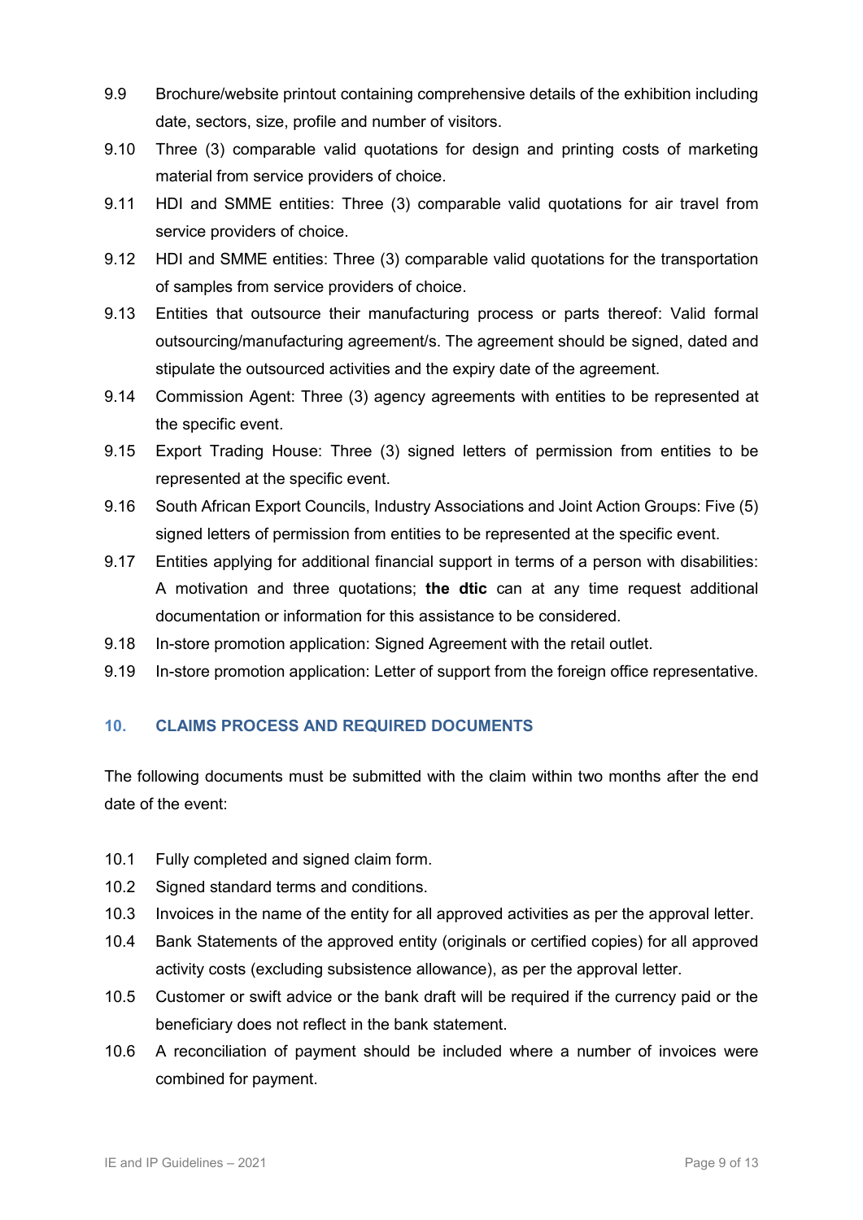9.9 Brochure/website printout containing comprehensive details of the exhibition including date, sectors, size, profile and number of visitors.

9.10 Three (3) comparable valid quotations for design and printing costs of marketing material from service providers of choice.

9.11 HDI and SMME entities: Three (3) comparable valid quotations for air travel from service providers of choice.

9.12 HDI and SMME entities: Three (3) comparable valid quotations for the transportation of samples from service providers of choice.

9.13 Entities that outsource their manufacturing process or parts thereof: Valid formal outsourcing/manufacturing agreement/s. The agreement should be signed, dated and stipulate the outsourced activities and the expiry date of the agreement.

9.14 Commission Agent: Three (3) agency agreements with entities to be represented at the specific event.

9.15 Export Trading House: Three (3) signed letters of permission from entities to be represented at the specific event.

9.16 South African Export Councils, Industry Associations and Joint Action Groups: Five (5) signed letters of permission from entities to be represented at the specific event.

9.17 Entities applying for additional financial support in terms of a person with disabilities: A motivation and three quotations; **the dtic** can at any time request additional documentation or information for this assistance to be considered.

9.18 In-store promotion application: Signed Agreement with the retail outlet.

9.19 In-store promotion application: Letter of support from the foreign office representative.

## 10. CLAIMS PROCESS AND REQUIRED DOCUMENTS

The following documents must be submitted with the claim within two months after the end date of the event:

10.1 Fully completed and signed claim form.

10.2 Signed standard terms and conditions.

10.3 Invoices in the name of the entity for all approved activities as per the approval letter.

10.4 Bank Statements of the approved entity (originals or certified copies) for all approved activity costs (excluding subsistence allowance), as per the approval letter.

10.5 Customer or swift advice or the bank draft will be required if the currency paid or the beneficiary does not reflect in the bank statement.

10.6 A reconciliation of payment should be included where a number of invoices were combined for payment.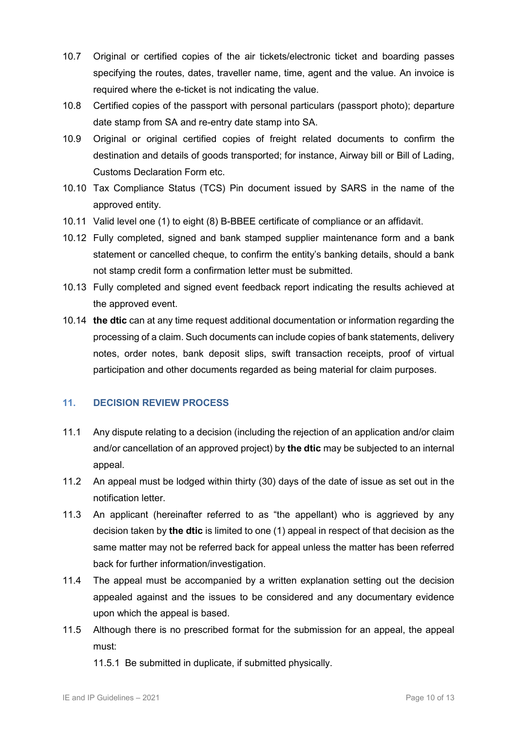10.7 Original or certified copies of the air tickets/electronic ticket and boarding passes specifying the routes, dates, traveller name, time, agent and the value. An invoice is required where the e-ticket is not indicating the value.

10.8 Certified copies of the passport with personal particulars (passport photo); departure date stamp from SA and re-entry date stamp into SA.

10.9 Original or original certified copies of freight related documents to confirm the destination and details of goods transported; for instance, Airway bill or Bill of Lading, Customs Declaration Form etc.

10.10 Tax Compliance Status (TCS) Pin document issued by SARS in the name of the approved entity.

10.11 Valid level one (1) to eight (8) B-BBEE certificate of compliance or an affidavit.

10.12 Fully completed, signed and bank stamped supplier maintenance form and a bank statement or cancelled cheque, to confirm the entity's banking details, should a bank not stamp credit form a confirmation letter must be submitted.

10.13 Fully completed and signed event feedback report indicating the results achieved at the approved event.

10.14 **the dtic** can at any time request additional documentation or information regarding the processing of a claim. Such documents can include copies of bank statements, delivery notes, order notes, bank deposit slips, swift transaction receipts, proof of virtual participation and other documents regarded as being material for claim purposes.

## 11. DECISION REVIEW PROCESS

11.1 Any dispute relating to a decision (including the rejection of an application and/or claim and/or cancellation of an approved project) by **the dtic** may be subjected to an internal appeal.

11.2 An appeal must be lodged within thirty (30) days of the date of issue as set out in the notification letter.

11.3 An applicant (hereinafter referred to as "the appellant) who is aggrieved by any decision taken by **the dtic** is limited to one (1) appeal in respect of that decision as the same matter may not be referred back for appeal unless the matter has been referred back for further information/investigation.

11.4 The appeal must be accompanied by a written explanation setting out the decision appealed against and the issues to be considered and any documentary evidence upon which the appeal is based.

11.5 Although there is no prescribed format for the submission for an appeal, the appeal must:

11.5.1 Be submitted in duplicate, if submitted physically.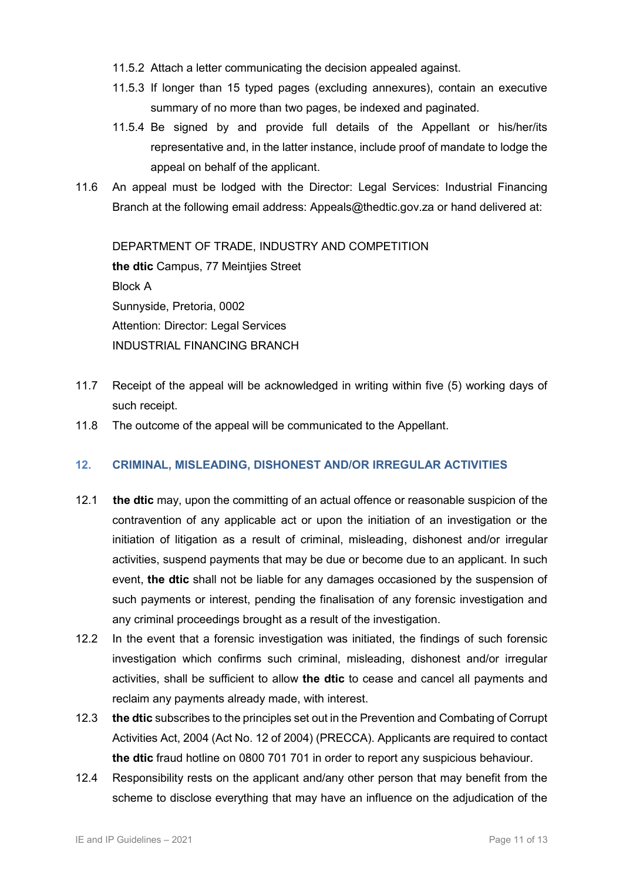11.5.2 Attach a letter communicating the decision appealed against.

11.5.3 If longer than 15 typed pages (excluding annexures), contain an executive summary of no more than two pages, be indexed and paginated.

11.5.4 Be signed by and provide full details of the Appellant or his/her/its representative and, in the latter instance, include proof of mandate to lodge the appeal on behalf of the applicant.

11.6 An appeal must be lodged with the Director: Legal Services: Industrial Financing Branch at the following email address: Appeals@thedtic.gov.za or hand delivered at:

DEPARTMENT OF TRADE, INDUSTRY AND COMPETITION
**the dtic** Campus, 77 Meintjies Street
Block A
Sunnyside, Pretoria, 0002
Attention: Director: Legal Services
INDUSTRIAL FINANCING BRANCH

11.7 Receipt of the appeal will be acknowledged in writing within five (5) working days of such receipt.

11.8 The outcome of the appeal will be communicated to the Appellant.

## 12. CRIMINAL, MISLEADING, DISHONEST AND/OR IRREGULAR ACTIVITIES

12.1 **the dtic** may, upon the committing of an actual offence or reasonable suspicion of the contravention of any applicable act or upon the initiation of an investigation or the initiation of litigation as a result of criminal, misleading, dishonest and/or irregular activities, suspend payments that may be due or become due to an applicant. In such event, **the dtic** shall not be liable for any damages occasioned by the suspension of such payments or interest, pending the finalisation of any forensic investigation and any criminal proceedings brought as a result of the investigation.

12.2 In the event that a forensic investigation was initiated, the findings of such forensic investigation which confirms such criminal, misleading, dishonest and/or irregular activities, shall be sufficient to allow **the dtic** to cease and cancel all payments and reclaim any payments already made, with interest.

12.3 **the dtic** subscribes to the principles set out in the Prevention and Combating of Corrupt Activities Act, 2004 (Act No. 12 of 2004) (PRECCA). Applicants are required to contact **the dtic** fraud hotline on 0800 701 701 in order to report any suspicious behaviour.

12.4 Responsibility rests on the applicant and/any other person that may benefit from the scheme to disclose everything that may have an influence on the adjudication of the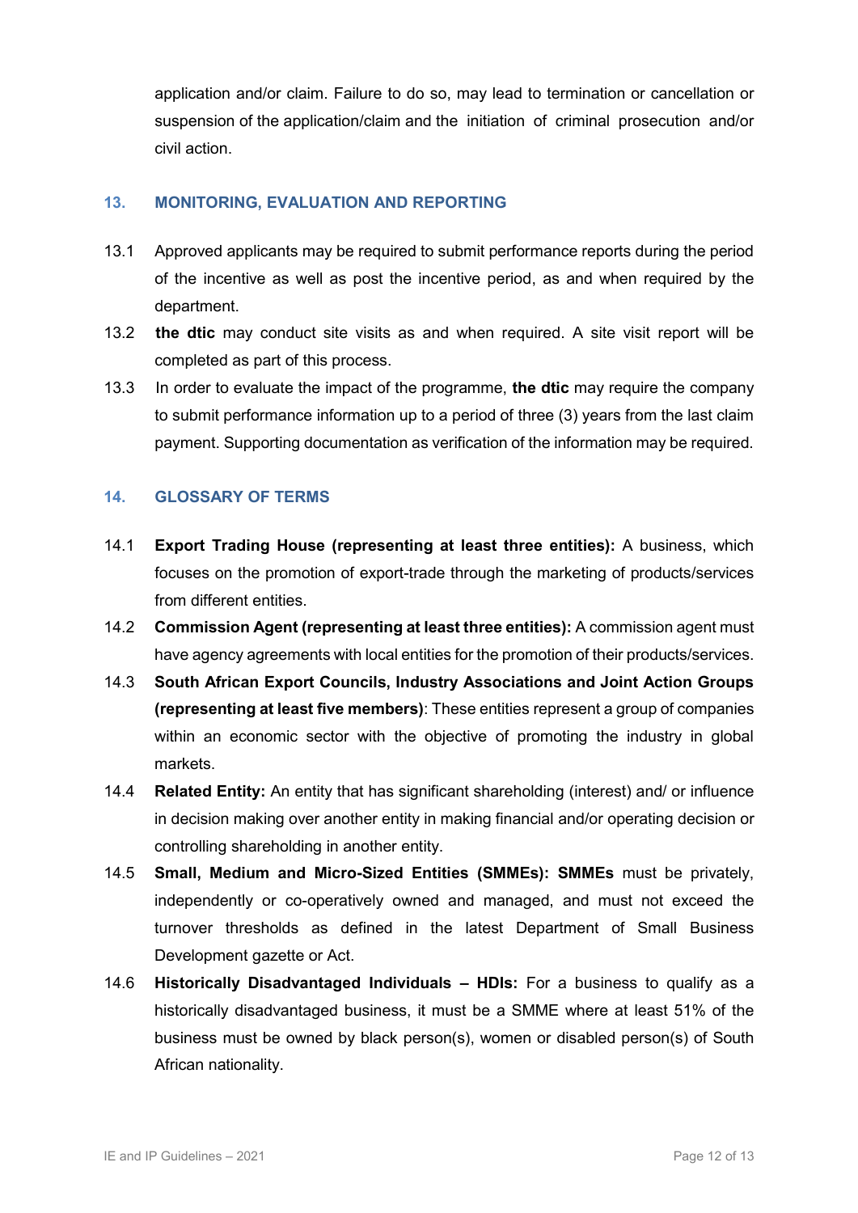application and/or claim. Failure to do so, may lead to termination or cancellation or suspension of the application/claim and the initiation of criminal prosecution and/or civil action.

## 13. MONITORING, EVALUATION AND REPORTING

13.1 Approved applicants may be required to submit performance reports during the period of the incentive as well as post the incentive period, as and when required by the department.

13.2 **the dtic** may conduct site visits as and when required. A site visit report will be completed as part of this process.

13.3 In order to evaluate the impact of the programme, **the dtic** may require the company to submit performance information up to a period of three (3) years from the last claim payment. Supporting documentation as verification of the information may be required.

## 14. GLOSSARY OF TERMS

14.1 **Export Trading House (representing at least three entities):** A business, which focuses on the promotion of export-trade through the marketing of products/services from different entities.

14.2 **Commission Agent (representing at least three entities):** A commission agent must have agency agreements with local entities for the promotion of their products/services.

14.3 **South African Export Councils, Industry Associations and Joint Action Groups (representing at least five members)**: These entities represent a group of companies within an economic sector with the objective of promoting the industry in global markets.

14.4 **Related Entity:** An entity that has significant shareholding (interest) and/ or influence in decision making over another entity in making financial and/or operating decision or controlling shareholding in another entity.

14.5 **Small, Medium and Micro-Sized Entities (SMMEs): SMMEs** must be privately, independently or co-operatively owned and managed, and must not exceed the turnover thresholds as defined in the latest Department of Small Business Development gazette or Act.

14.6 **Historically Disadvantaged Individuals – HDIs:** For a business to qualify as a historically disadvantaged business, it must be a SMME where at least 51% of the business must be owned by black person(s), women or disabled person(s) of South African nationality.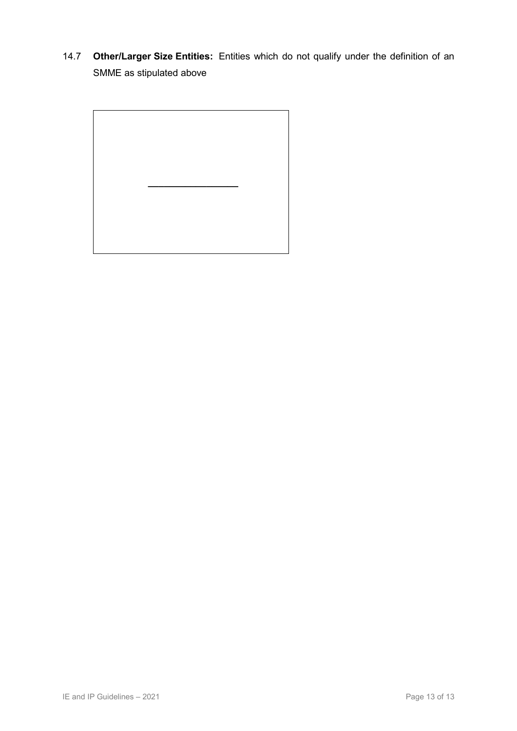14.7 **Other/Larger Size Entities:** Entities which do not qualify under the definition of an SMME as stipulated above